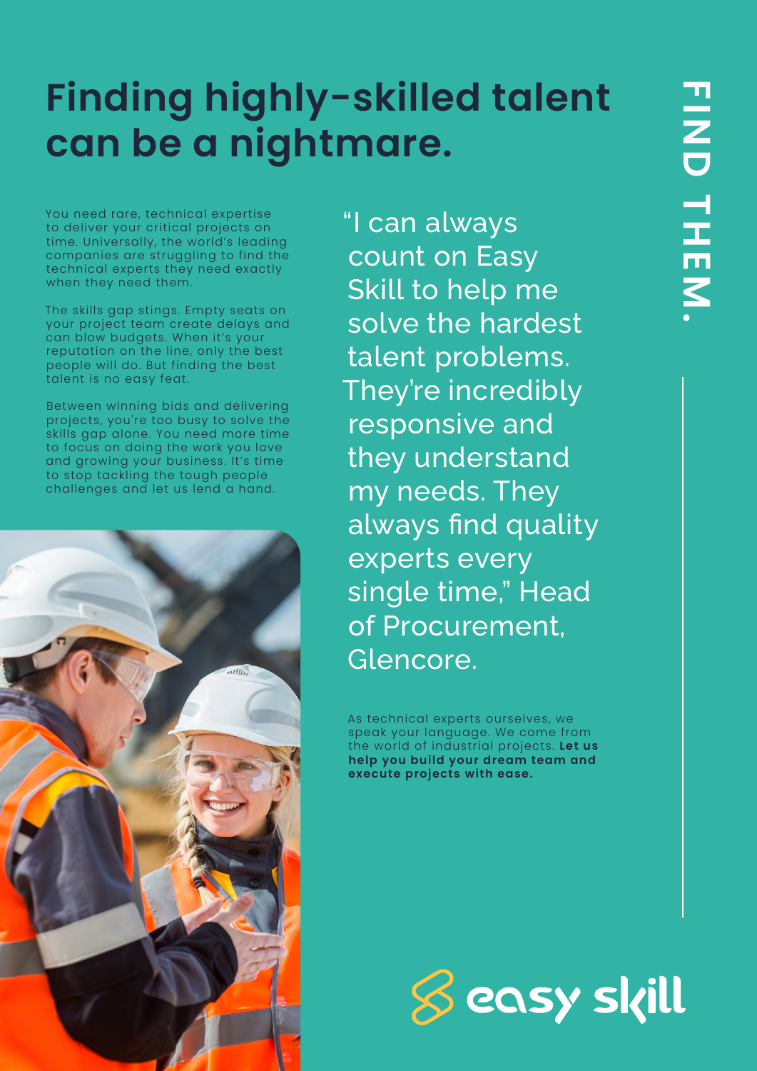# Finding highly-skilled talent can be a nightmare.

FIND THEM.

You need rare, technical expertise to deliver your critical projects on time. Universally, the world's leading companies are struggling to find the technical experts they need exactly when they need them.

The skills gap stings. Empty seats on your project team create delays and can blow budgets. When it's your reputation on the line, only the best people will do. But finding the best talent is no easy feat.

Between winning bids and delivering projects, you're too busy to solve the skills gap alone. You need more time to focus on doing the work you love and growing your business. It's time to stop tackling the tough people challenges and let us lend a hand.

"I can always count on Easy Skill to help me solve the hardest talent problems. They're incredibly responsive and they understand my needs. They always find quality experts every single time," Head of Procurement, Glencore.

As technical experts ourselves, we speak your language. We come from the world of industrial projects. **Let us help you build your dream team and execute projects with ease.**

easy skill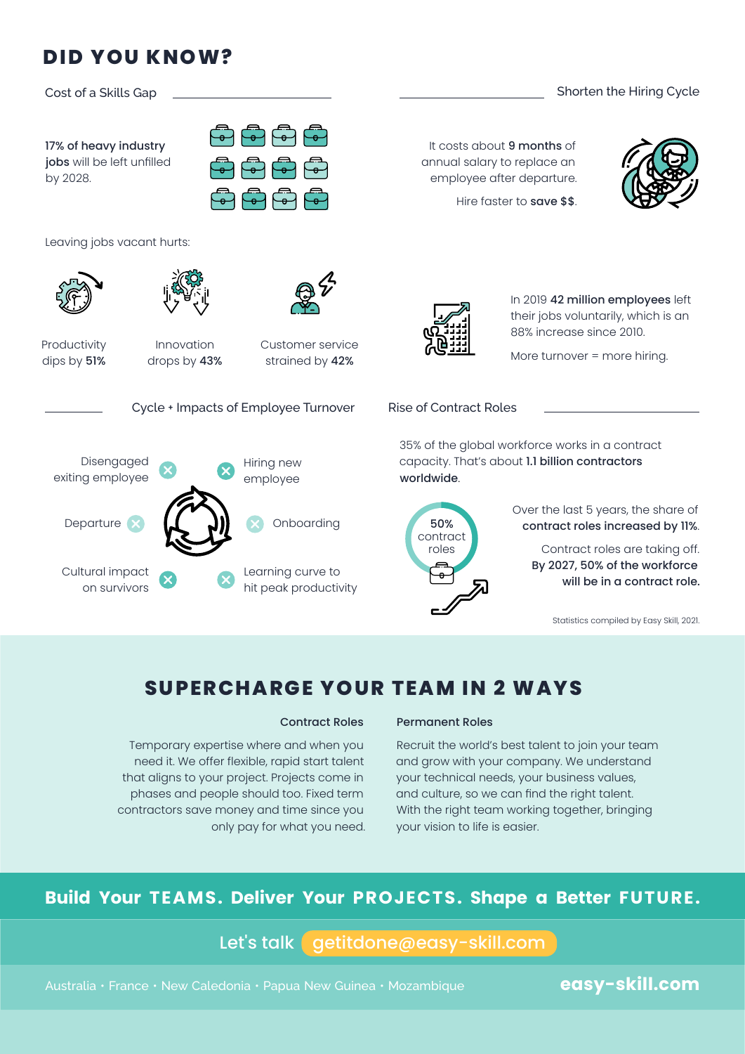# DID YOU KNOW?

## Cost of a Skills Gap

**17% of heavy industry jobs** will be left unfilled by 2028.

Leaving jobs vacant hurts:

Productivity dips by **51%**

Innovation drops by **43%**

Customer service strained by **42%**

## Shorten the Hiring Cycle

It costs about **9 months** of annual salary to replace an employee after departure.

Hire faster to **save $$**.

In 2019 **42 million employees** left their jobs voluntarily, which is an 88% increase since 2010.

More turnover = more hiring.

## Cycle + Impacts of Employee Turnover

- Disengaged exiting employee
- Departure
- Cultural impact on survivors
- Hiring new employee
- Onboarding
- Learning curve to hit peak productivity

## Rise of Contract Roles

35% of the global workforce works in a contract capacity. That's about **1.1 billion contractors worldwide**.

50% contract roles

Over the last 5 years, the share of **contract roles increased by 11%**.

Contract roles are taking off. **By 2027, 50% of the workforce will be in a contract role.**

Statistics compiled by Easy Skill, 2021.

# SUPERCHARGE YOUR TEAM IN 2 WAYS

### Contract Roles

Temporary expertise where and when you need it. We offer flexible, rapid start talent that aligns to your project. Projects come in phases and people should too. Fixed term contractors save money and time since you only pay for what you need.

### Permanent Roles

Recruit the world's best talent to join your team and grow with your company. We understand your technical needs, your business values, and culture, so we can find the right talent. With the right team working together, bringing your vision to life is easier.

**Build Your TEAMS. Deliver Your PROJECTS. Shape a Better FUTURE.**

Let's talk getitdone@easy-skill.com

Australia • France • New Caledonia • Papua New Guinea • Mozambique

**easy-skill.com**